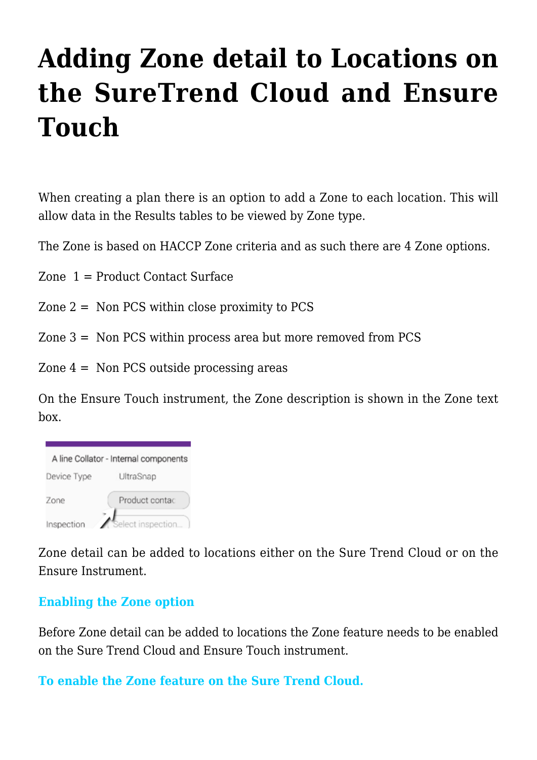# Adding Zone detail to Locations on the SureTrend Cloud and Ensure Touch

When creating a plan there is an option to add a Zone to each location. This will allow data in the Results tables to be viewed by Zone type.

The Zone is based on HACCP Zone criteria and as such there are 4 Zone options.

Zone 1 = Product Contact Surface

Zone 2 = Non PCS within close proximity to PCS

Zone 3 = Non PCS within process area but more removed from PCS

Zone 4 = Non PCS outside processing areas

On the Ensure Touch instrument, the Zone description is shown in the Zone text box.

Zone detail can be added to locations either on the Sure Trend Cloud or on the Ensure Instrument.

### Enabling the Zone option

Before Zone detail can be added to locations the Zone feature needs to be enabled on the Sure Trend Cloud and Ensure Touch instrument.

### To enable the Zone feature on the Sure Trend Cloud.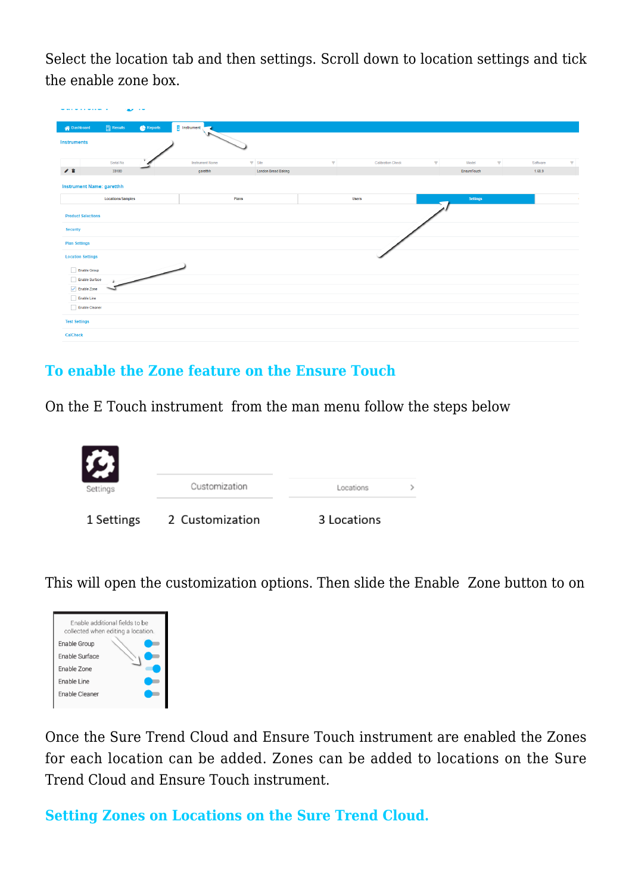Select the location tab and then settings. Scroll down to location settings and tick the enable zone box.

## To enable the Zone feature on the Ensure Touch

On the E Touch instrument from the man menu follow the steps below

1 Settings 2 Customization 3 Locations

This will open the customization options. Then slide the Enable Zone button to on

Once the Sure Trend Cloud and Ensure Touch instrument are enabled the Zones for each location can be added. Zones can be added to locations on the Sure Trend Cloud and Ensure Touch instrument.

## Setting Zones on Locations on the Sure Trend Cloud.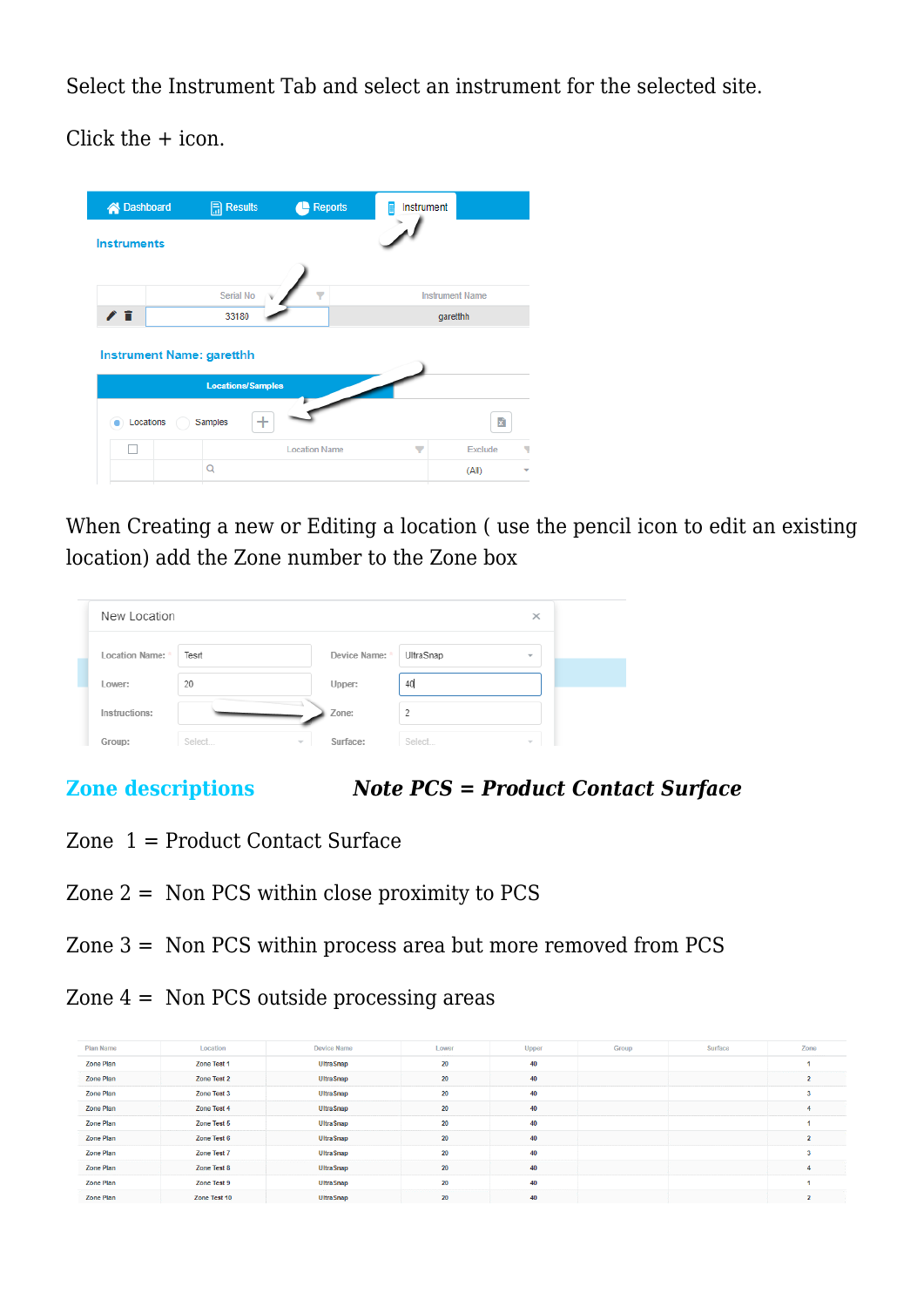Select the Instrument Tab and select an instrument for the selected site.

Click the + icon.

When Creating a new or Editing a location ( use the pencil icon to edit an existing location) add the Zone number to the Zone box

## Zone descriptions

***Note PCS = Product Contact Surface***

Zone 1 = Product Contact Surface

Zone 2 = Non PCS within close proximity to PCS

Zone 3 = Non PCS within process area but more removed from PCS

Zone 4 = Non PCS outside processing areas

| Plan Name | Location | Device Name | Lower | Upper | Group | Surface | Zone |
|---|---|---|---|---|---|---|---|
| Zone Plan | Zone Test 1 | UltraSnap | 20 | 40 | | | 1 |
| Zone Plan | Zone Test 2 | UltraSnap | 20 | 40 | | | 2 |
| Zone Plan | Zone Test 3 | UltraSnap | 20 | 40 | | | 3 |
| Zone Plan | Zone Test 4 | UltraSnap | 20 | 40 | | | 4 |
| Zone Plan | Zone Test 5 | UltraSnap | 20 | 40 | | | 1 |
| Zone Plan | Zone Test 6 | UltraSnap | 20 | 40 | | | 2 |
| Zone Plan | Zone Test 7 | UltraSnap | 20 | 40 | | | 3 |
| Zone Plan | Zone Test 8 | UltraSnap | 20 | 40 | | | 4 |
| Zone Plan | Zone Test 9 | UltraSnap | 20 | 40 | | | 1 |
| Zone Plan | Zone Test 10 | UltraSnap | 20 | 40 | | | 2 |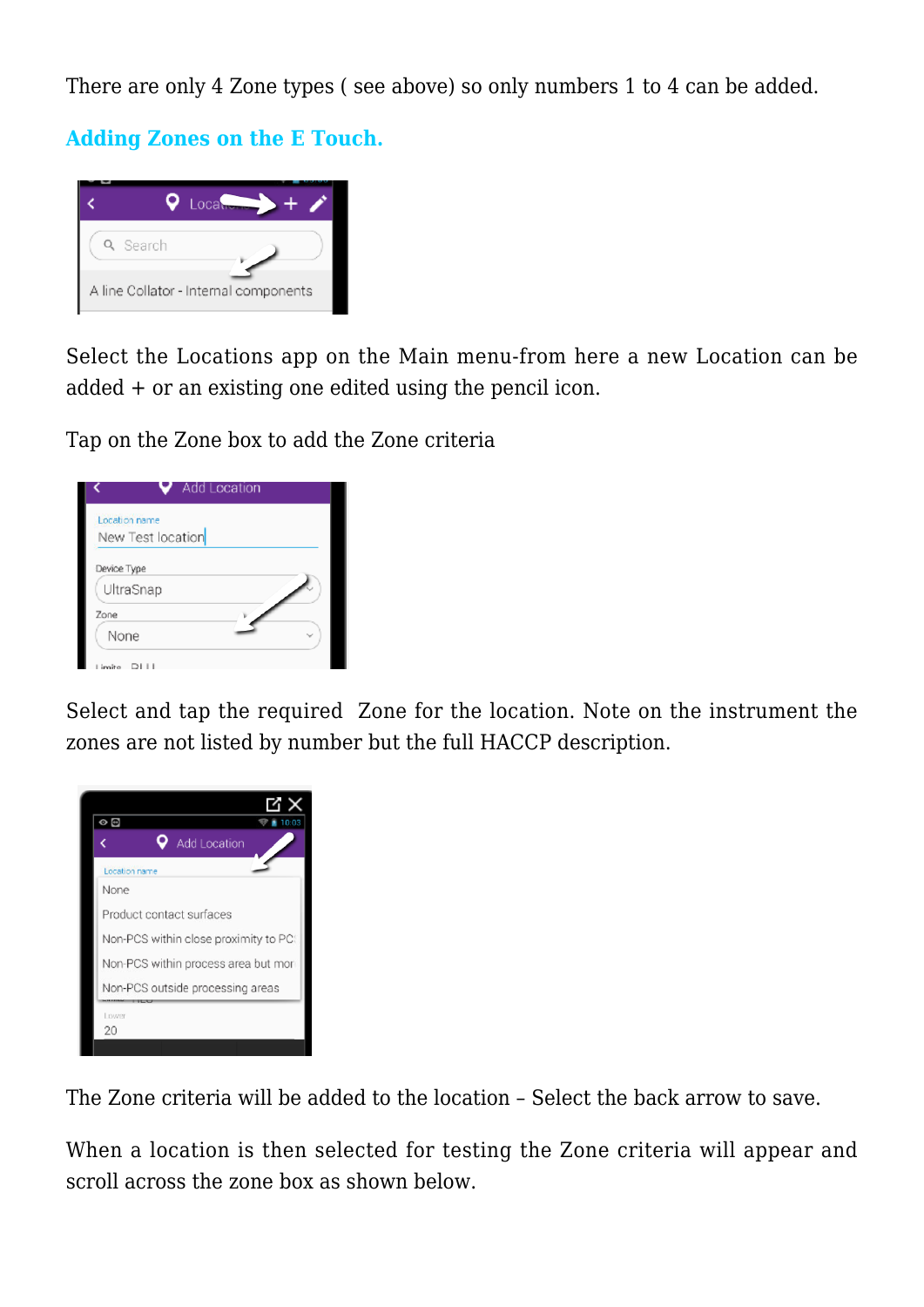There are only 4 Zone types ( see above) so only numbers 1 to 4 can be added.

## Adding Zones on the E Touch.

Select the Locations app on the Main menu-from here a new Location can be added + or an existing one edited using the pencil icon.

Tap on the Zone box to add the Zone criteria

Select and tap the required Zone for the location. Note on the instrument the zones are not listed by number but the full HACCP description.

The Zone criteria will be added to the location – Select the back arrow to save.

When a location is then selected for testing the Zone criteria will appear and scroll across the zone box as shown below.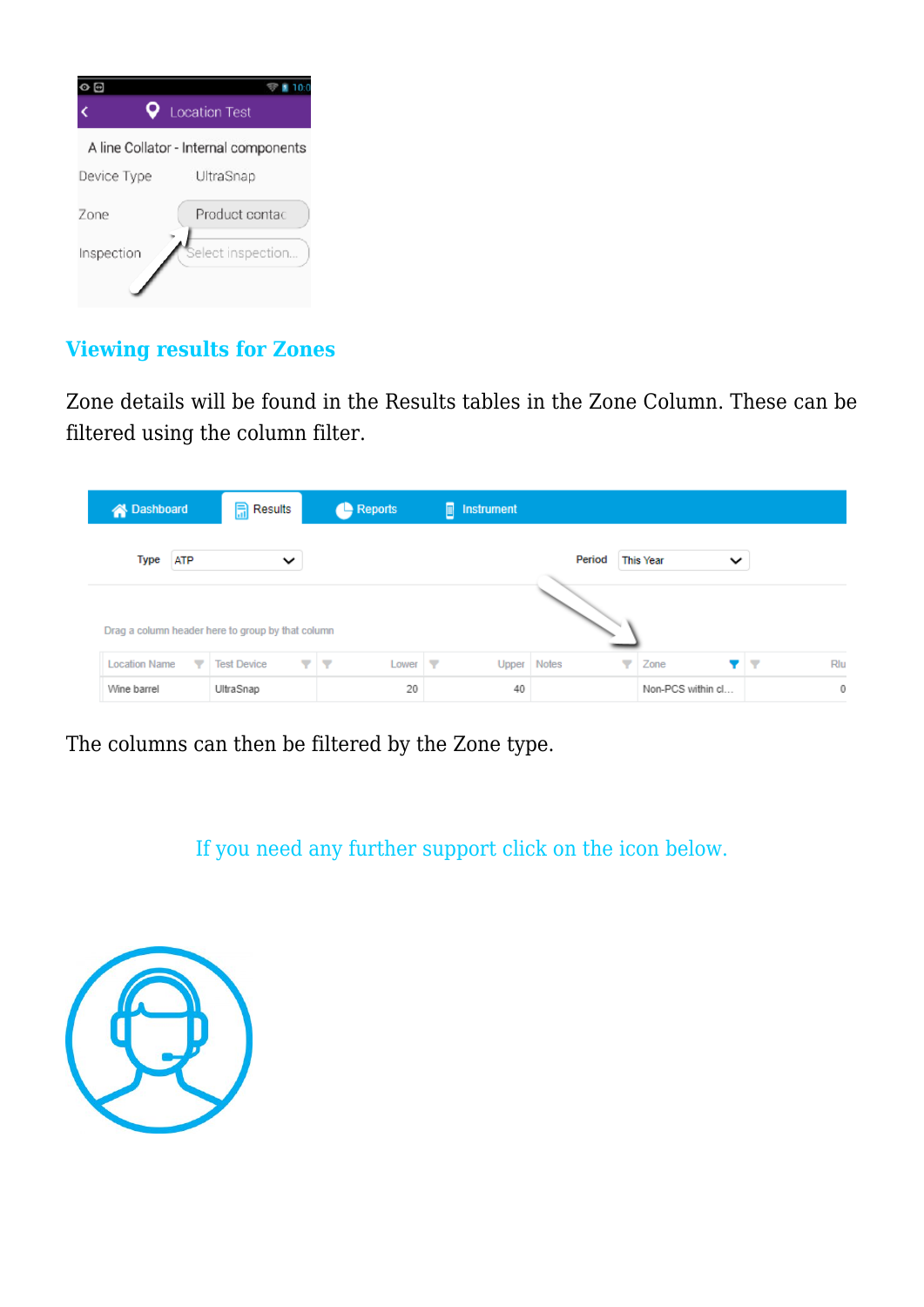## Viewing results for Zones

Zone details will be found in the Results tables in the Zone Column. These can be filtered using the column filter.

The columns can then be filtered by the Zone type.

If you need any further support click on the icon below.